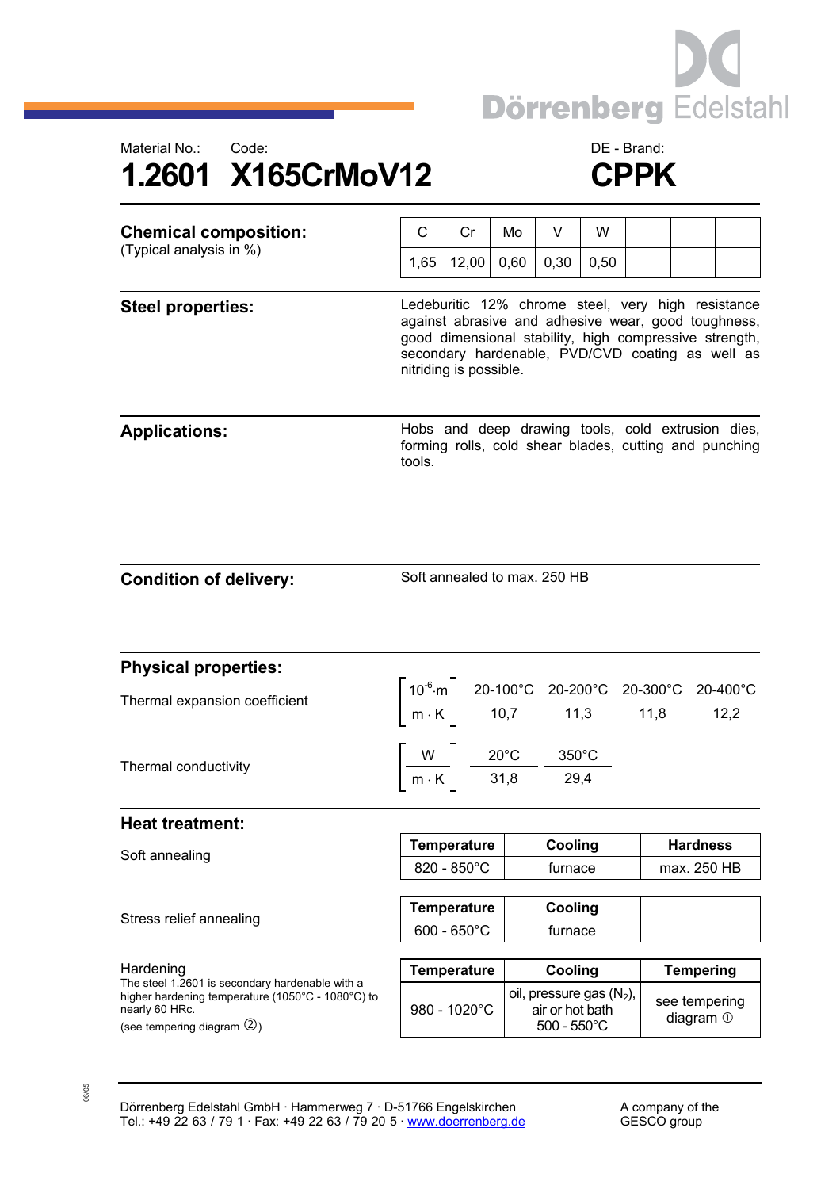Dörrenberg Edelstahl

Material No.: 1.2601

Code: X165CrMoV12

DE - Brand: CPPK

# 1.2601 X165CrMoV12 — CPPK

## Chemical composition:

(Typical analysis in %)

| C | Cr | Mo | V | W | | | |
|---|---|---|---|---|---|---|---|
| 1,65 | 12,00 | 0,60 | 0,30 | 0,50 | | | |

## Steel properties:

Ledeburitic 12% chrome steel, very high resistance against abrasive and adhesive wear, good toughness, good dimensional stability, high compressive strength, secondary hardenable, PVD/CVD coating as well as nitriding is possible.

## Applications:

Hobs and deep drawing tools, cold extrusion dies, forming rolls, cold shear blades, cutting and punching tools.

## Condition of delivery:

Soft annealed to max. 250 HB

## Physical properties:

Thermal expansion coefficient $\left[\frac{10^{-6} \cdot m}{m \cdot K}\right]$

| 20-100°C | 20-200°C | 20-300°C | 20-400°C |
|---|---|---|---|
| 10,7 | 11,3 | 11,8 | 12,2 |

Thermal conductivity $\left[\frac{W}{m \cdot K}\right]$

| 20°C | 350°C |
|---|---|
| 31,8 | 29,4 |

## Heat treatment:

Soft annealing

| Temperature | Cooling | Hardness |
|---|---|---|
| 820 - 850°C | furnace | max. 250 HB |

Stress relief annealing

| Temperature | Cooling | |
|---|---|---|
| 600 - 650°C | furnace | |

Hardening

The steel 1.2601 is secondary hardenable with a higher hardening temperature (1050°C - 1080°C) to nearly 60 HRc.

(see tempering diagram ②)

| Temperature | Cooling | Tempering |
|---|---|---|
| 980 - 1020°C | oil, pressure gas ($N_2$), air or hot bath 500 - 550°C | see tempering diagram ① |

Dörrenberg Edelstahl GmbH · Hammerweg 7 · D-51766 Engelskirchen
Tel.: +49 22 63 / 79 1 · Fax: +49 22 63 / 79 20 5 · www.doerrenberg.de

A company of the GESCO group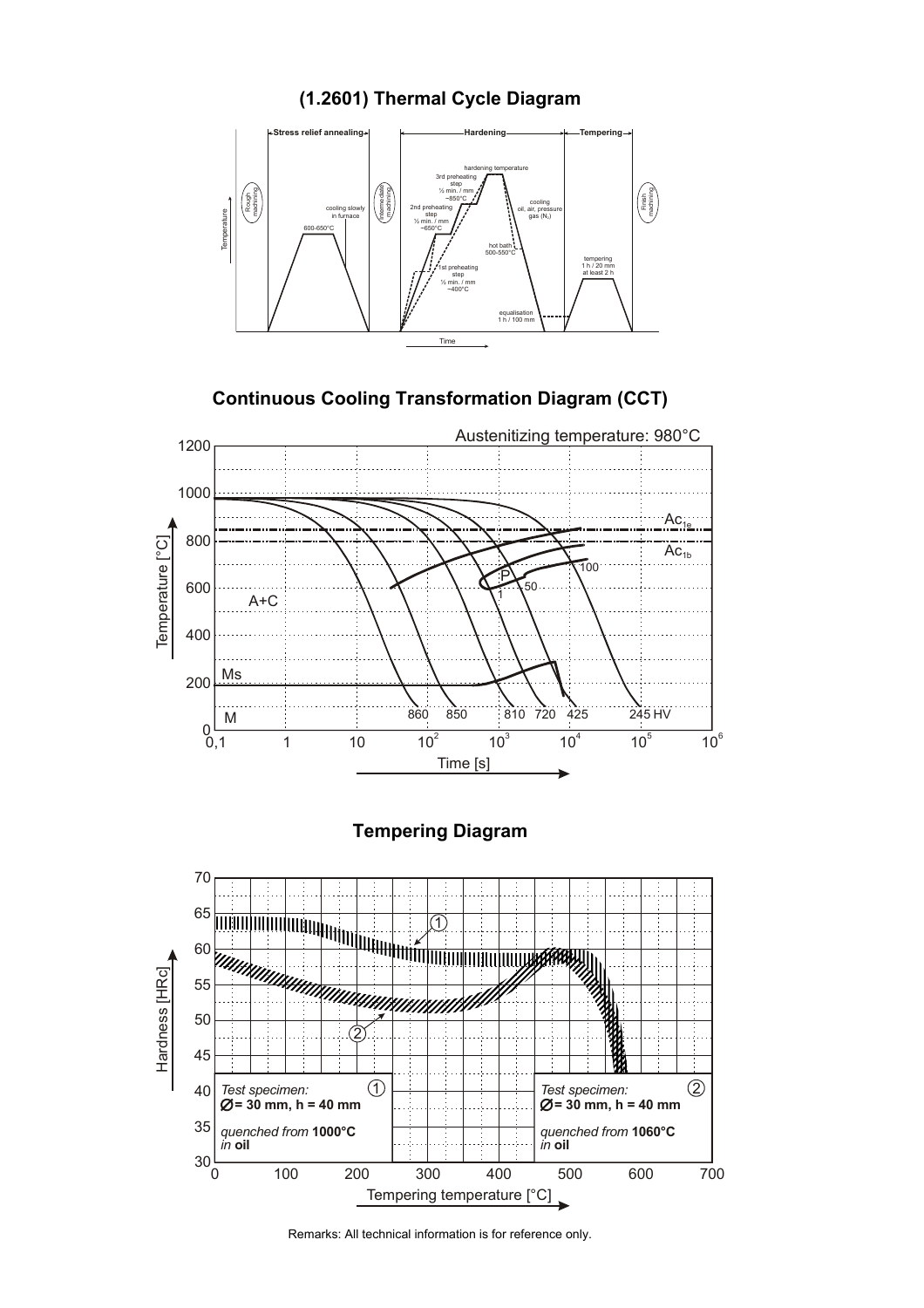## (1.2601) Thermal Cycle Diagram

Stress relief annealing

Hardening

Tempering

Temperature

Rough machining

600-650°C

cooling slowly in furnace

Intermediate machining

hardening temperature

3rd preheating step
½ min. / mm
~850°C

2nd preheating step
½ min. / mm
~650°C

1st preheating step
½ min. / mm
~400°C

cooling
oil, air, pressure gas ($N_2$)

hot bath
500-550°C

equalisation
1 h / 100 mm

tempering
1 h / 20 mm
at least 2 h

Finish machining

Time

## Continuous Cooling Transformation Diagram (CCT)

Austenitizing temperature: 980°C

$Ac_{1e}$

$Ac_{1b}$

P

1

50

100

A+C

Ms

M

860 850 810 720 425 245 HV

Temperature [°C]

0, 200, 400, 600, 800, 1000, 1200

Time [s]

0,1 1 10 $10^2$ $10^3$ $10^4$ $10^5$ $10^6$

## Tempering Diagram

Hardness [HRc]

30, 35, 40, 45, 50, 55, 60, 65, 70

Tempering temperature [°C]

0 100 200 300 400 500 600 700

①

②

*Test specimen:* ①
**∅= 30 mm, h = 40 mm**
*quenched from* **1000°C**
*in* **oil**

*Test specimen:* ②
**∅= 30 mm, h = 40 mm**
*quenched from* **1060°C**
*in* **oil**

Remarks: All technical information is for reference only.